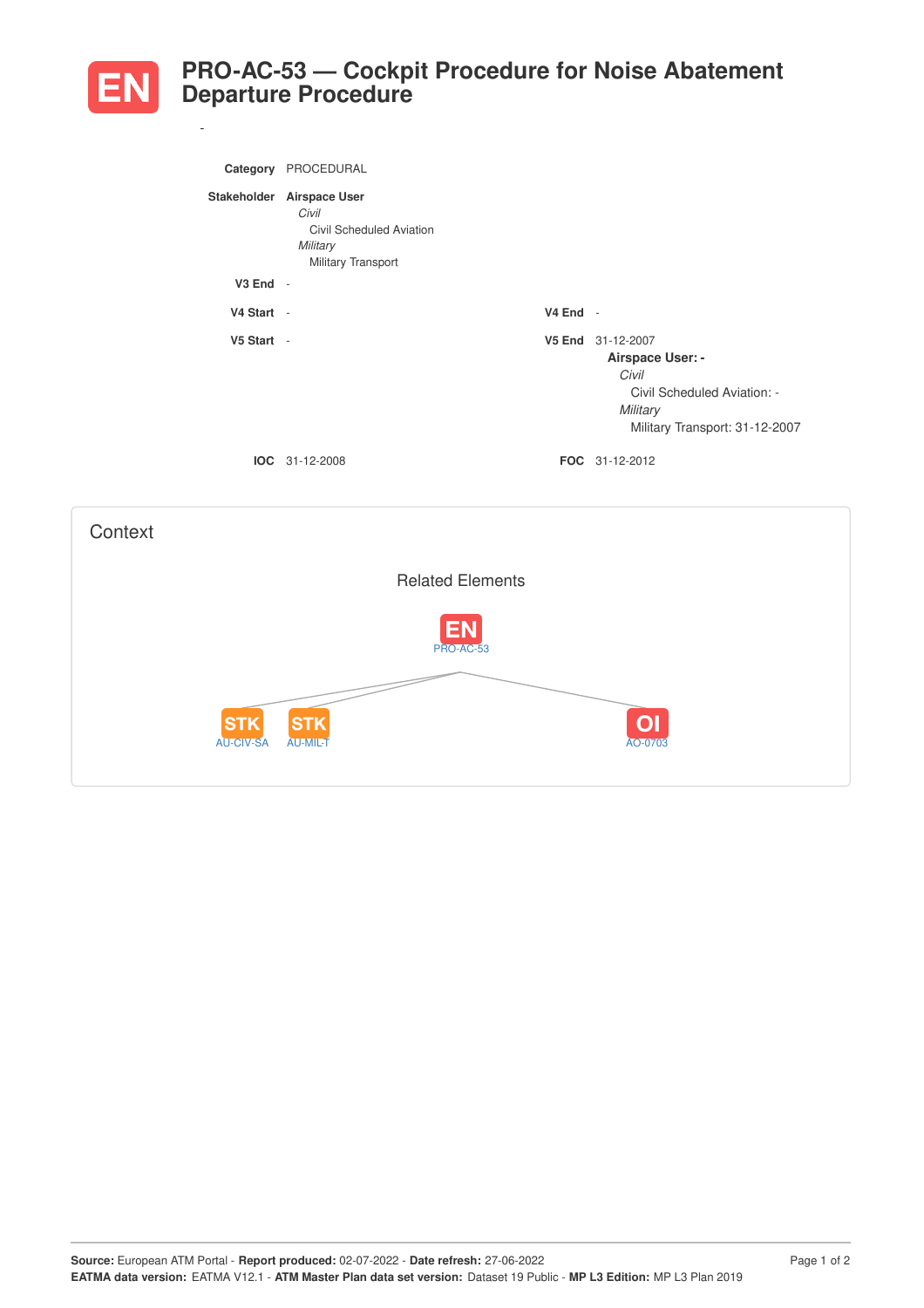# EN PRO-AC-53 — Cockpit Procedure for Noise Abatement Departure Procedure

-

**Category** PROCEDURAL

**Stakeholder** **Airspace User**
*Civil*
Civil Scheduled Aviation
*Military*
Military Transport

**V3 End** -

**V4 Start** -

**V4 End** -

**V5 Start** -

**V5 End** 31-12-2007
**Airspace User: -**
*Civil*
Civil Scheduled Aviation: -
*Military*
Military Transport: 31-12-2007

**IOC** 31-12-2008

**FOC** 31-12-2012

## Context

### Related Elements

EN PRO-AC-53

STK AU-CIV-SA

STK AU-MIL-T

OI AO-0703

**Source:** European ATM Portal - **Report produced:** 02-07-2022 - **Date refresh:** 27-06-2022
**EATMA data version:** EATMA V12.1 - **ATM Master Plan data set version:** Dataset 19 Public - **MP L3 Edition:** MP L3 Plan 2019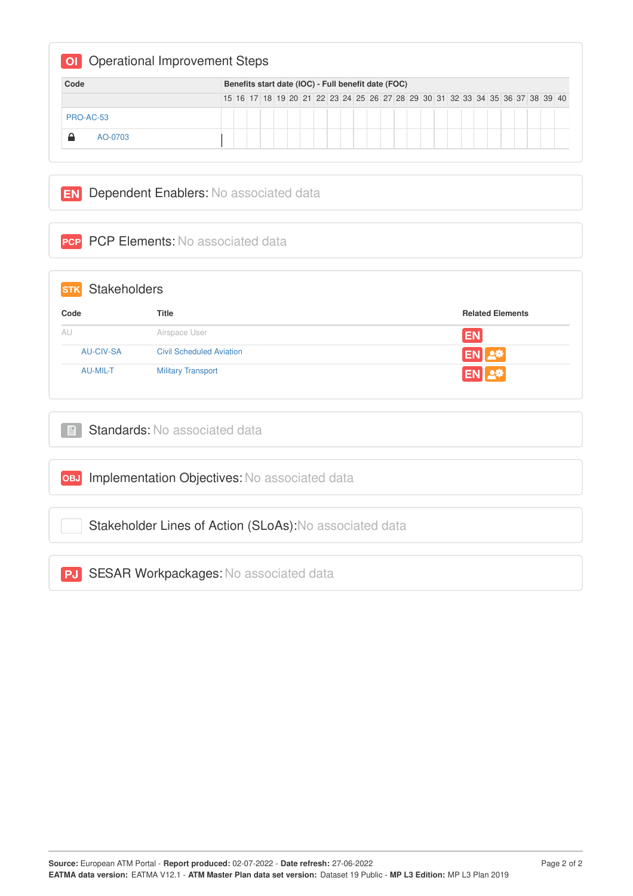## OI Operational Improvement Steps

| Code | Benefits start date (IOC) - Full benefit date (FOC) | | | | | | | | | | | | | | | | | | | | | | | | |
|---|---|---|---|---|---|---|---|---|---|---|---|---|---|---|---|---|---|---|---|---|---|---|---|---|---|
| | 15 | 16 | 17 | 18 | 19 | 20 | 21 | 22 | 23 | 24 | 25 | 26 | 27 | 28 | 29 | 30 | 31 | 32 | 33 | 34 | 35 | 36 | 37 | 38 | 39 | 40 |
| PRO-AC-53 | | | | | | | | | | | | | | | | | | | | | | | | | | |
| AO-0703 | | | | | | | | | | | | | | | | | | | | | | | | | | |

## EN Dependent Enablers: No associated data

## PCP PCP Elements: No associated data

## STK Stakeholders

| Code | Title | Related Elements |
|---|---|---|
| AU | Airspace User | EN |
| AU-CIV-SA | Civil Scheduled Aviation | EN |
| AU-MIL-T | Military Transport | EN |

## Standards: No associated data

## OBJ Implementation Objectives: No associated data

## Stakeholder Lines of Action (SLoAs): No associated data

## PJ SESAR Workpackages: No associated data

**Source:** European ATM Portal - **Report produced:** 02-07-2022 - **Date refresh:** 27-06-2022
**EATMA data version:** EATMA V12.1 - **ATM Master Plan data set version:** Dataset 19 Public - **MP L3 Edition:** MP L3 Plan 2019